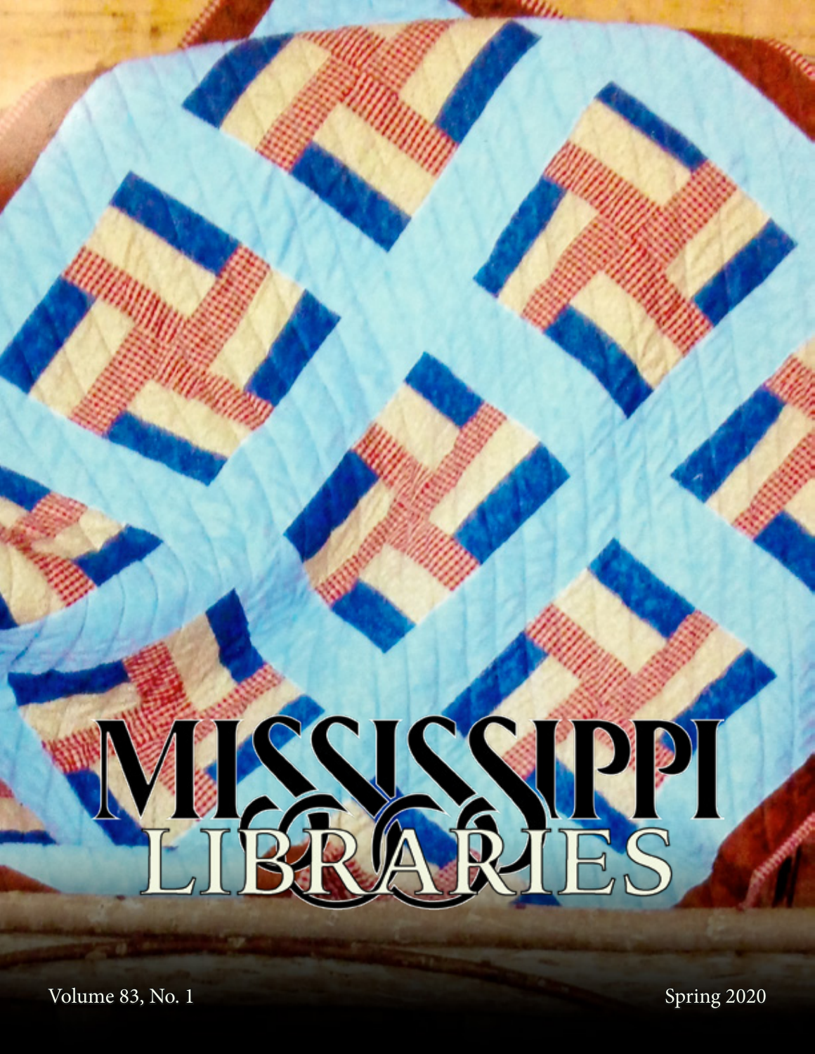# MISSISSIPPI LIBRARIES

Volume 83, No. 1

Spring 2020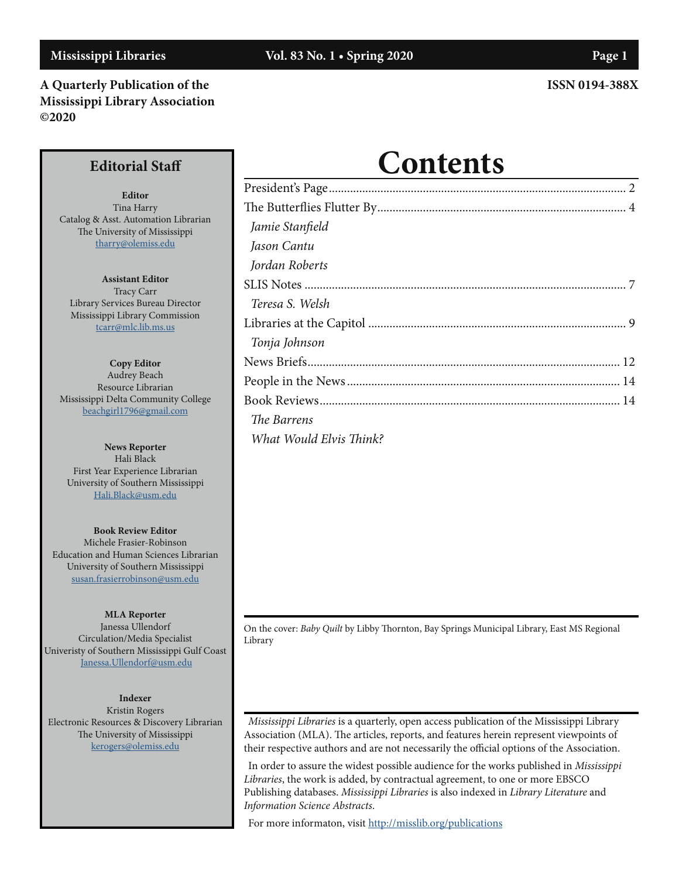**A Quarterly Publication of the Mississippi Library Association ©2020**

**ISSN 0194-388X**

## Editorial Staff

**Editor**
Tina Harry
Catalog & Asst. Automation Librarian
The University of Mississippi
tharry@olemiss.edu

**Assistant Editor**
Tracy Carr
Library Services Bureau Director
Mississippi Library Commission
tcarr@mlc.lib.ms.us

**Copy Editor**
Audrey Beach
Resource Librarian
Mississippi Delta Community College
beachgirl1796@gmail.com

**News Reporter**
Hali Black
First Year Experience Librarian
University of Southern Mississippi
Hali.Black@usm.edu

**Book Review Editor**
Michele Frasier-Robinson
Education and Human Sciences Librarian
University of Southern Mississippi
susan.frasierrobinson@usm.edu

**MLA Reporter**
Janessa Ullendorf
Circulation/Media Specialist
Univeristy of Southern Mississippi Gulf Coast
Janessa.Ullendorf@usm.edu

**Indexer**
Kristin Rogers
Electronic Resources & Discovery Librarian
The University of Mississippi
kerogers@olemiss.edu

# Contents

President's Page ........ 2

The Butterflies Flutter By ........ 4
*Jamie Stanfield*
*Jason Cantu*
*Jordan Roberts*

SLIS Notes ........ 7
*Teresa S. Welsh*

Libraries at the Capitol ........ 9
*Tonja Johnson*

News Briefs ........ 12

People in the News ........ 14

Book Reviews ........ 14
*The Barrens*
*What Would Elvis Think?*

On the cover: *Baby Quilt* by Libby Thornton, Bay Springs Municipal Library, East MS Regional Library

*Mississippi Libraries* is a quarterly, open access publication of the Mississippi Library Association (MLA). The articles, reports, and features herein represent viewpoints of their respective authors and are not necessarily the official options of the Association.

In order to assure the widest possible audience for the works published in *Mississippi Libraries*, the work is added, by contractual agreement, to one or more EBSCO Publishing databases. *Mississippi Libraries* is also indexed in *Library Literature* and *Information Science Abstracts*.

For more informaton, visit http://misslib.org/publications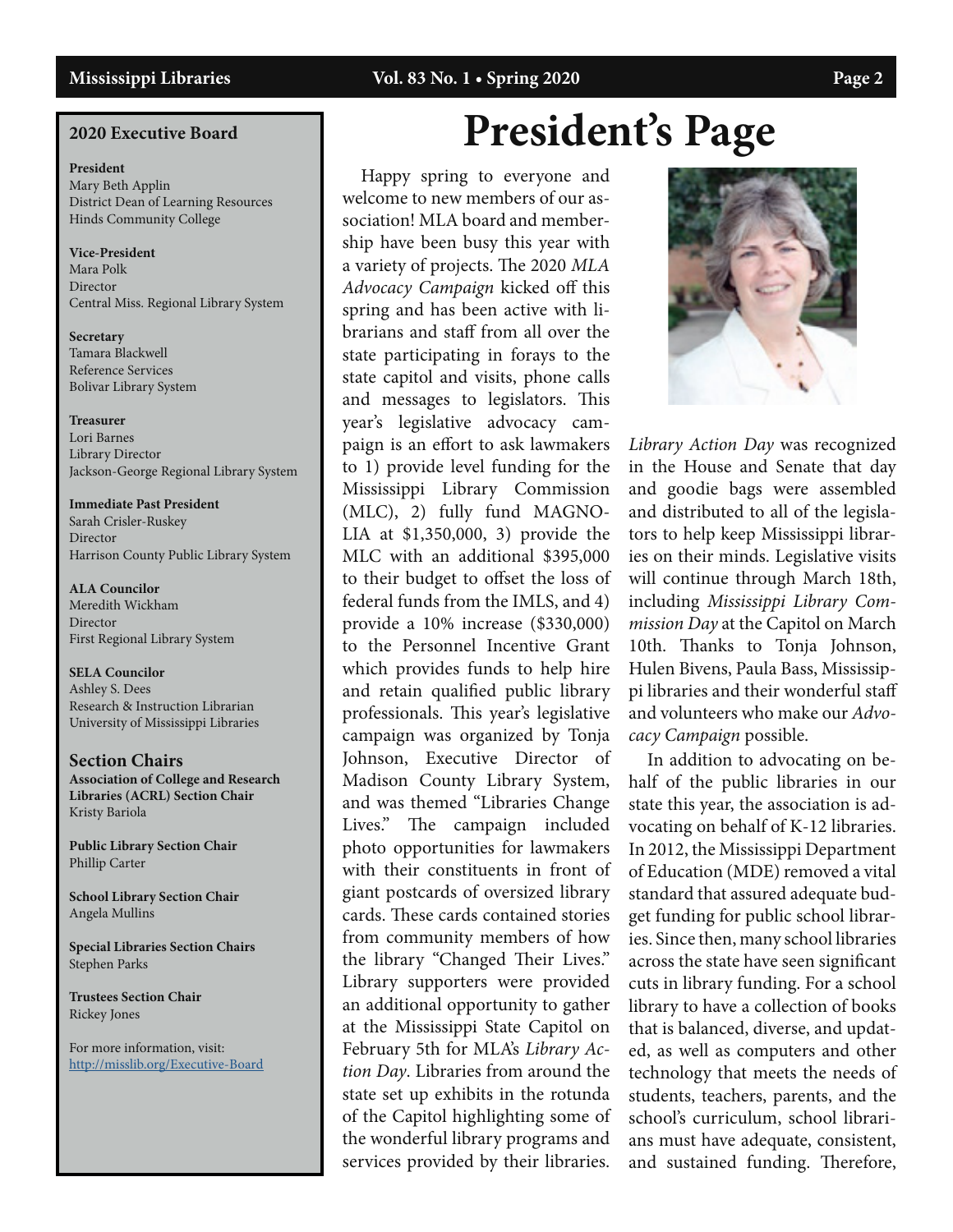## 2020 Executive Board

**President**
Mary Beth Applin
District Dean of Learning Resources
Hinds Community College

**Vice-President**
Mara Polk
Director
Central Miss. Regional Library System

**Secretary**
Tamara Blackwell
Reference Services
Bolivar Library System

**Treasurer**
Lori Barnes
Library Director
Jackson-George Regional Library System

**Immediate Past President**
Sarah Crisler-Ruskey
Director
Harrison County Public Library System

**ALA Councilor**
Meredith Wickham
Director
First Regional Library System

**SELA Councilor**
Ashley S. Dees
Research & Instruction Librarian
University of Mississippi Libraries

### Section Chairs

**Association of College and Research Libraries (ACRL) Section Chair**
Kristy Bariola

**Public Library Section Chair**
Phillip Carter

**School Library Section Chair**
Angela Mullins

**Special Libraries Section Chairs**
Stephen Parks

**Trustees Section Chair**
Rickey Jones

For more information, visit:
http://misslib.org/Executive-Board

# President's Page

Happy spring to everyone and welcome to new members of our association! MLA board and membership have been busy this year with a variety of projects. The 2020 *MLA Advocacy Campaign* kicked off this spring and has been active with librarians and staff from all over the state participating in forays to the state capitol and visits, phone calls and messages to legislators. This year's legislative advocacy campaign is an effort to ask lawmakers to 1) provide level funding for the Mississippi Library Commission (MLC), 2) fully fund MAGNOLIA at $1,350,000, 3) provide the MLC with an additional $395,000 to their budget to offset the loss of federal funds from the IMLS, and 4) provide a 10% increase ($330,000) to the Personnel Incentive Grant which provides funds to help hire and retain qualified public library professionals. This year's legislative campaign was organized by Tonja Johnson, Executive Director of Madison County Library System, and was themed "Libraries Change Lives." The campaign included photo opportunities for lawmakers with their constituents in front of giant postcards of oversized library cards. These cards contained stories from community members of how the library "Changed Their Lives." Library supporters were provided an additional opportunity to gather at the Mississippi State Capitol on February 5th for MLA's *Library Action Day*. Libraries from around the state set up exhibits in the rotunda of the Capitol highlighting some of the wonderful library programs and services provided by their libraries. *Library Action Day* was recognized in the House and Senate that day and goodie bags were assembled and distributed to all of the legislators to help keep Mississippi libraries on their minds. Legislative visits will continue through March 18th, including *Mississippi Library Commission Day* at the Capitol on March 10th. Thanks to Tonja Johnson, Hulen Bivens, Paula Bass, Mississippi libraries and their wonderful staff and volunteers who make our *Advocacy Campaign* possible.

In addition to advocating on behalf of the public libraries in our state this year, the association is advocating on behalf of K-12 libraries. In 2012, the Mississippi Department of Education (MDE) removed a vital standard that assured adequate budget funding for public school libraries. Since then, many school libraries across the state have seen significant cuts in library funding. For a school library to have a collection of books that is balanced, diverse, and updated, as well as computers and other technology that meets the needs of students, teachers, parents, and the school's curriculum, school librarians must have adequate, consistent, and sustained funding. Therefore,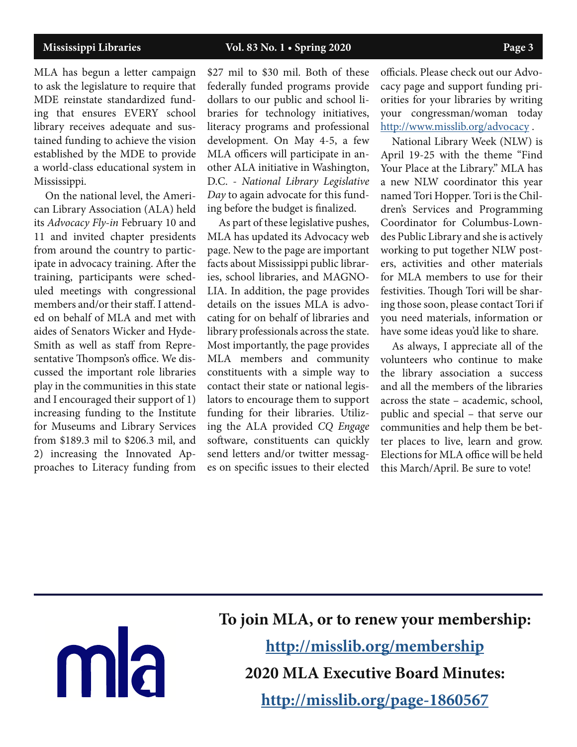MLA has begun a letter campaign to ask the legislature to require that MDE reinstate standardized funding that ensures EVERY school library receives adequate and sustained funding to achieve the vision established by the MDE to provide a world-class educational system in Mississippi.

On the national level, the American Library Association (ALA) held its *Advocacy Fly-in* February 10 and 11 and invited chapter presidents from around the country to participate in advocacy training. After the training, participants were scheduled meetings with congressional members and/or their staff. I attended on behalf of MLA and met with aides of Senators Wicker and Hyde-Smith as well as staff from Representative Thompson's office. We discussed the important role libraries play in the communities in this state and I encouraged their support of 1) increasing funding to the Institute for Museums and Library Services from $189.3 mil to $206.3 mil, and 2) increasing the Innovated Approaches to Literacy funding from $27 mil to $30 mil. Both of these federally funded programs provide dollars to our public and school libraries for technology initiatives, literacy programs and professional development. On May 4-5, a few MLA officers will participate in another ALA initiative in Washington, D.C. - *National Library Legislative Day* to again advocate for this funding before the budget is finalized.

As part of these legislative pushes, MLA has updated its Advocacy web page. New to the page are important facts about Mississippi public libraries, school libraries, and MAGNOLIA. In addition, the page provides details on the issues MLA is advocating for on behalf of libraries and library professionals across the state. Most importantly, the page provides MLA members and community constituents with a simple way to contact their state or national legislators to encourage them to support funding for their libraries. Utilizing the ALA provided *CQ Engage* software, constituents can quickly send letters and/or twitter messages on specific issues to their elected officials. Please check out our Advocacy page and support funding priorities for your libraries by writing your congressman/woman today http://www.misslib.org/advocacy .

National Library Week (NLW) is April 19-25 with the theme "Find Your Place at the Library." MLA has a new NLW coordinator this year named Tori Hopper. Tori is the Children's Services and Programming Coordinator for Columbus-Lowndes Public Library and she is actively working to put together NLW posters, activities and other materials for MLA members to use for their festivities. Though Tori will be sharing those soon, please contact Tori if you need materials, information or have some ideas you'd like to share.

As always, I appreciate all of the volunteers who continue to make the library association a success and all the members of the libraries across the state – academic, school, public and special – that serve our communities and help them be better places to live, learn and grow. Elections for MLA office will be held this March/April. Be sure to vote!

---

mla

**To join MLA, or to renew your membership:**

**http://misslib.org/membership**

**2020 MLA Executive Board Minutes:**

**http://misslib.org/page-1860567**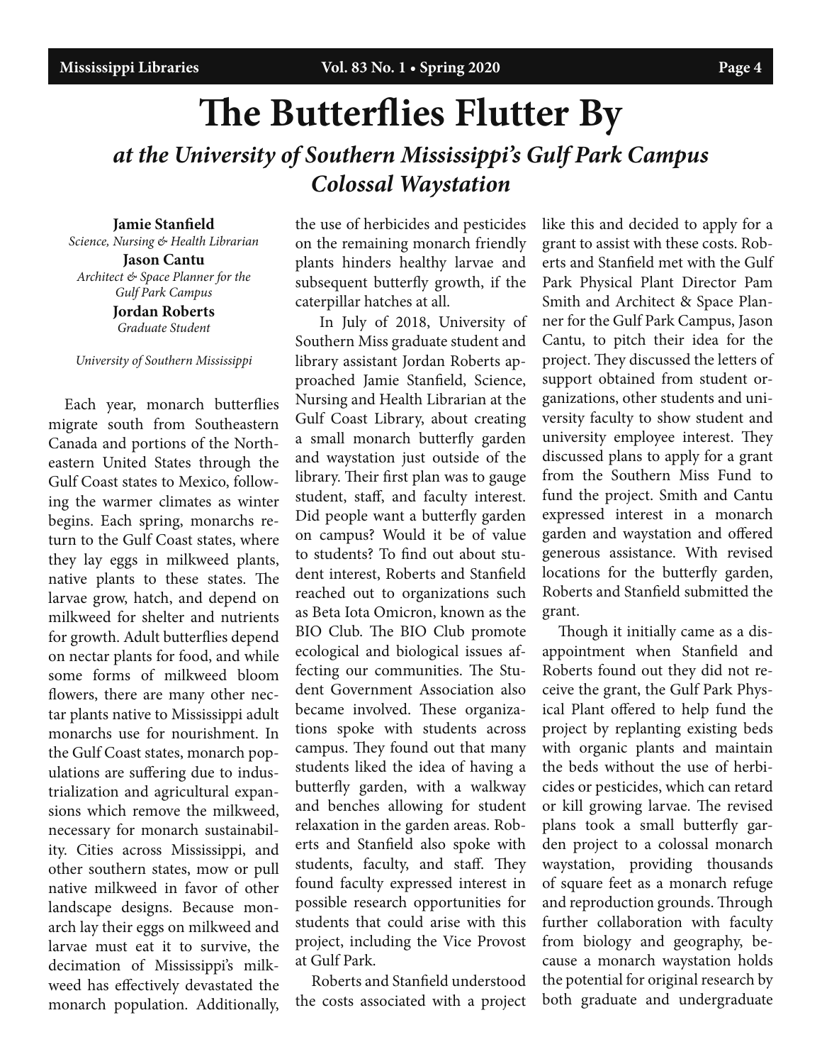# The Butterflies Flutter By

## *at the University of Southern Mississippi's Gulf Park Campus Colossal Waystation*

**Jamie Stanfield**
*Science, Nursing & Health Librarian*

**Jason Cantu**
*Architect & Space Planner for the Gulf Park Campus*

**Jordan Roberts**
*Graduate Student*

*University of Southern Mississippi*

Each year, monarch butterflies migrate south from Southeastern Canada and portions of the Northeastern United States through the Gulf Coast states to Mexico, following the warmer climates as winter begins. Each spring, monarchs return to the Gulf Coast states, where they lay eggs in milkweed plants, native plants to these states. The larvae grow, hatch, and depend on milkweed for shelter and nutrients for growth. Adult butterflies depend on nectar plants for food, and while some forms of milkweed bloom flowers, there are many other nectar plants native to Mississippi adult monarchs use for nourishment. In the Gulf Coast states, monarch populations are suffering due to industrialization and agricultural expansions which remove the milkweed, necessary for monarch sustainability. Cities across Mississippi, and other southern states, mow or pull native milkweed in favor of other landscape designs. Because monarch lay their eggs on milkweed and larvae must eat it to survive, the decimation of Mississippi's milkweed has effectively devastated the monarch population. Additionally, the use of herbicides and pesticides on the remaining monarch friendly plants hinders healthy larvae and subsequent butterfly growth, if the caterpillar hatches at all.

In July of 2018, University of Southern Miss graduate student and library assistant Jordan Roberts approached Jamie Stanfield, Science, Nursing and Health Librarian at the Gulf Coast Library, about creating a small monarch butterfly garden and waystation just outside of the library. Their first plan was to gauge student, staff, and faculty interest. Did people want a butterfly garden on campus? Would it be of value to students? To find out about student interest, Roberts and Stanfield reached out to organizations such as Beta Iota Omicron, known as the BIO Club. The BIO Club promote ecological and biological issues affecting our communities. The Student Government Association also became involved. These organizations spoke with students across campus. They found out that many students liked the idea of having a butterfly garden, with a walkway and benches allowing for student relaxation in the garden areas. Roberts and Stanfield also spoke with students, faculty, and staff. They found faculty expressed interest in possible research opportunities for students that could arise with this project, including the Vice Provost at Gulf Park.

Roberts and Stanfield understood the costs associated with a project like this and decided to apply for a grant to assist with these costs. Roberts and Stanfield met with the Gulf Park Physical Plant Director Pam Smith and Architect & Space Planner for the Gulf Park Campus, Jason Cantu, to pitch their idea for the project. They discussed the letters of support obtained from student organizations, other students and university faculty to show student and university employee interest. They discussed plans to apply for a grant from the Southern Miss Fund to fund the project. Smith and Cantu expressed interest in a monarch garden and waystation and offered generous assistance. With revised locations for the butterfly garden, Roberts and Stanfield submitted the grant.

Though it initially came as a disappointment when Stanfield and Roberts found out they did not receive the grant, the Gulf Park Physical Plant offered to help fund the project by replanting existing beds with organic plants and maintain the beds without the use of herbicides or pesticides, which can retard or kill growing larvae. The revised plans took a small butterfly garden project to a colossal monarch waystation, providing thousands of square feet as a monarch refuge and reproduction grounds. Through further collaboration with faculty from biology and geography, because a monarch waystation holds the potential for original research by both graduate and undergraduate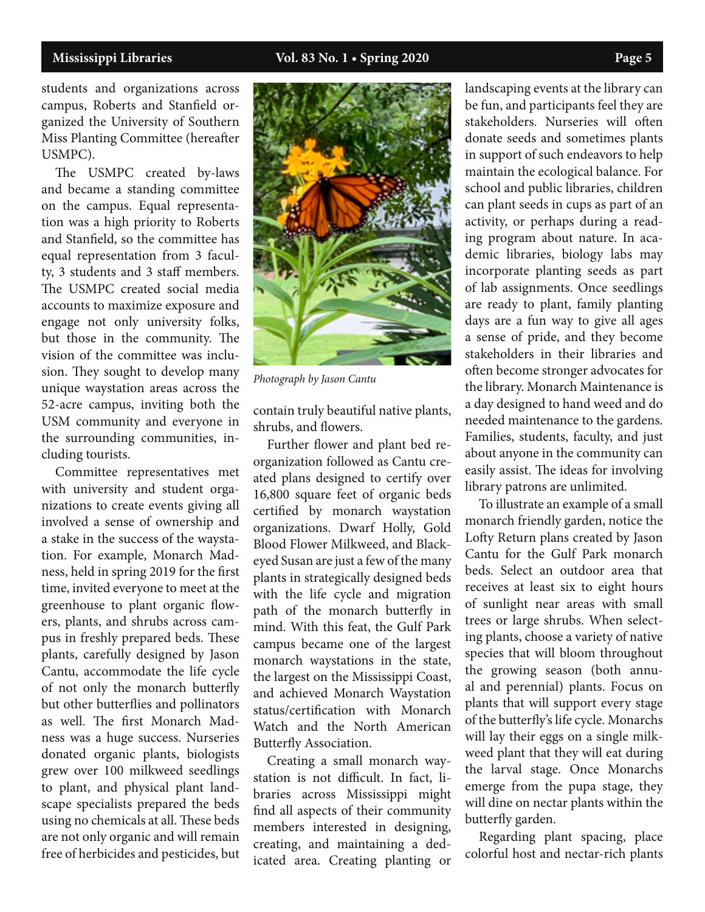students and organizations across campus, Roberts and Stanfield organized the University of Southern Miss Planting Committee (hereafter USMPC).

The USMPC created by-laws and became a standing committee on the campus. Equal representation was a high priority to Roberts and Stanfield, so the committee has equal representation from 3 faculty, 3 students and 3 staff members. The USMPC created social media accounts to maximize exposure and engage not only university folks, but those in the community. The vision of the committee was inclusion. They sought to develop many unique waystation areas across the 52-acre campus, inviting both the USM community and everyone in the surrounding communities, including tourists.

Committee representatives met with university and student organizations to create events giving all involved a sense of ownership and a stake in the success of the waystation. For example, Monarch Madness, held in spring 2019 for the first time, invited everyone to meet at the greenhouse to plant organic flowers, plants, and shrubs across campus in freshly prepared beds. These plants, carefully designed by Jason Cantu, accommodate the life cycle of not only the monarch butterfly but other butterflies and pollinators as well. The first Monarch Madness was a huge success. Nurseries donated organic plants, biologists grew over 100 milkweed seedlings to plant, and physical plant landscape specialists prepared the beds using no chemicals at all. These beds are not only organic and will remain free of herbicides and pesticides, but contain truly beautiful native plants, shrubs, and flowers.

*Photograph by Jason Cantu*

Further flower and plant bed reorganization followed as Cantu created plans designed to certify over 16,800 square feet of organic beds certified by monarch waystation organizations. Dwarf Holly, Gold Blood Flower Milkweed, and Black-eyed Susan are just a few of the many plants in strategically designed beds with the life cycle and migration path of the monarch butterfly in mind. With this feat, the Gulf Park campus became one of the largest monarch waystations in the state, the largest on the Mississippi Coast, and achieved Monarch Waystation status/certification with Monarch Watch and the North American Butterfly Association.

Creating a small monarch waystation is not difficult. In fact, libraries across Mississippi might find all aspects of their community members interested in designing, creating, and maintaining a dedicated area. Creating planting or landscaping events at the library can be fun, and participants feel they are stakeholders. Nurseries will often donate seeds and sometimes plants in support of such endeavors to help maintain the ecological balance. For school and public libraries, children can plant seeds in cups as part of an activity, or perhaps during a reading program about nature. In academic libraries, biology labs may incorporate planting seeds as part of lab assignments. Once seedlings are ready to plant, family planting days are a fun way to give all ages a sense of pride, and they become stakeholders in their libraries and often become stronger advocates for the library. Monarch Maintenance is a day designed to hand weed and do needed maintenance to the gardens. Families, students, faculty, and just about anyone in the community can easily assist. The ideas for involving library patrons are unlimited.

To illustrate an example of a small monarch friendly garden, notice the Lofty Return plans created by Jason Cantu for the Gulf Park monarch beds. Select an outdoor area that receives at least six to eight hours of sunlight near areas with small trees or large shrubs. When selecting plants, choose a variety of native species that will bloom throughout the growing season (both annual and perennial) plants. Focus on plants that will support every stage of the butterfly's life cycle. Monarchs will lay their eggs on a single milkweed plant that they will eat during the larval stage. Once Monarchs emerge from the pupa stage, they will dine on nectar plants within the butterfly garden.

Regarding plant spacing, place colorful host and nectar-rich plants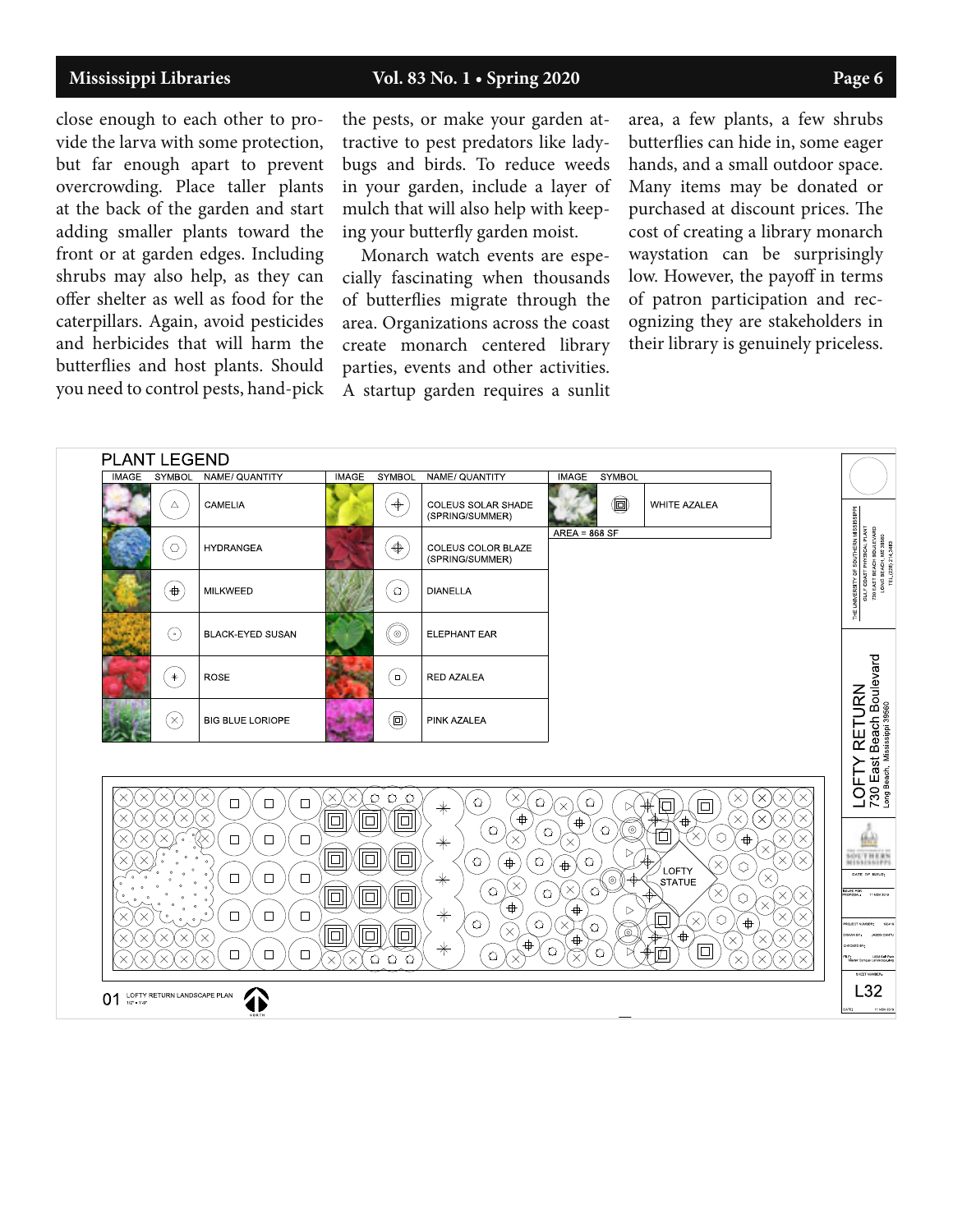close enough to each other to provide the larva with some protection, but far enough apart to prevent overcrowding. Place taller plants at the back of the garden and start adding smaller plants toward the front or at garden edges. Including shrubs may also help, as they can offer shelter as well as food for the caterpillars. Again, avoid pesticides and herbicides that will harm the butterflies and host plants. Should you need to control pests, hand-pick the pests, or make your garden attractive to pest predators like ladybugs and birds. To reduce weeds in your garden, include a layer of mulch that will also help with keeping your butterfly garden moist.

Monarch watch events are especially fascinating when thousands of butterflies migrate through the area. Organizations across the coast create monarch centered library parties, events and other activities. A startup garden requires a sunlit area, a few plants, a few shrubs butterflies can hide in, some eager hands, and a small outdoor space. Many items may be donated or purchased at discount prices. The cost of creating a library monarch waystation can be surprisingly low. However, the payoff in terms of patron participation and recognizing they are stakeholders in their library is genuinely priceless.

PLANT LEGEND

| NAME/ QUANTITY | NAME/ QUANTITY | NAME/ QUANTITY |
|---|---|---|
| CAMELIA | COLEUS SOLAR SHADE (SPRING/SUMMER) | WHITE AZALEA |
| HYDRANGEA | COLEUS COLOR BLAZE (SPRING/SUMMER) | |
| MILKWEED | DIANELLA | |
| BLACK-EYED SUSAN | ELEPHANT EAR | |
| ROSE | RED AZALEA | |
| BIG BLUE LORIOPE | PINK AZALEA | |

AREA = 868 SF

LOFTY STATUE

01 LOFTY RETURN LANDSCAPE PLAN

LOFTY RETURN
730 East Beach Boulevard
Long Beach, Mississippi 39560

L32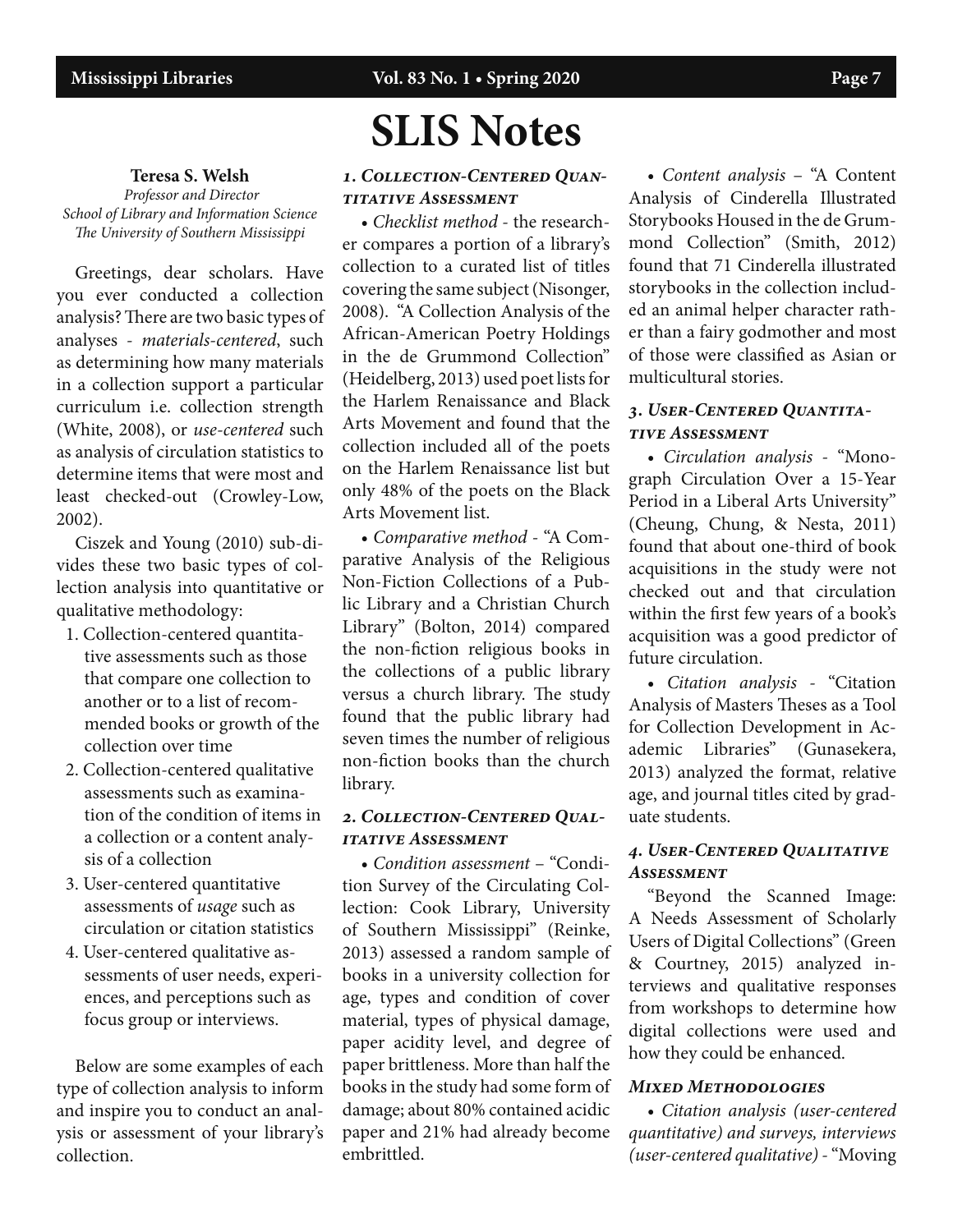# SLIS Notes

**Teresa S. Welsh**
*Professor and Director*
*School of Library and Information Science*
*The University of Southern Mississippi*

Greetings, dear scholars. Have you ever conducted a collection analysis? There are two basic types of analyses - *materials-centered*, such as determining how many materials in a collection support a particular curriculum i.e. collection strength (White, 2008), or *use-centered* such as analysis of circulation statistics to determine items that were most and least checked-out (Crowley-Low, 2002).

Ciszek and Young (2010) sub-divides these two basic types of collection analysis into quantitative or qualitative methodology:

1. Collection-centered quantitative assessments such as those that compare one collection to another or to a list of recommended books or growth of the collection over time
2. Collection-centered qualitative assessments such as examination of the condition of items in a collection or a content analysis of a collection
3. User-centered quantitative assessments of *usage* such as circulation or citation statistics
4. User-centered qualitative assessments of user needs, experiences, and perceptions such as focus group or interviews.

Below are some examples of each type of collection analysis to inform and inspire you to conduct an analysis or assessment of your library's collection.

### *1. Collection-Centered Quantitative Assessment*

- *Checklist method* - the researcher compares a portion of a library's collection to a curated list of titles covering the same subject (Nisonger, 2008). "A Collection Analysis of the African-American Poetry Holdings in the de Grummond Collection" (Heidelberg, 2013) used poet lists for the Harlem Renaissance and Black Arts Movement and found that the collection included all of the poets on the Harlem Renaissance list but only 48% of the poets on the Black Arts Movement list.
- *Comparative method* - "A Comparative Analysis of the Religious Non-Fiction Collections of a Public Library and a Christian Church Library" (Bolton, 2014) compared the non-fiction religious books in the collections of a public library versus a church library. The study found that the public library had seven times the number of religious non-fiction books than the church library.

### *2. Collection-Centered Qualitative Assessment*

- *Condition assessment* – "Condition Survey of the Circulating Collection: Cook Library, University of Southern Mississippi" (Reinke, 2013) assessed a random sample of books in a university collection for age, types and condition of cover material, types of physical damage, paper acidity level, and degree of paper brittleness. More than half the books in the study had some form of damage; about 80% contained acidic paper and 21% had already become embrittled.
- *Content analysis* – "A Content Analysis of Cinderella Illustrated Storybooks Housed in the de Grummond Collection" (Smith, 2012) found that 71 Cinderella illustrated storybooks in the collection included an animal helper character rather than a fairy godmother and most of those were classified as Asian or multicultural stories.

### *3. User-Centered Quantitative Assessment*

- *Circulation analysis* - "Monograph Circulation Over a 15-Year Period in a Liberal Arts University" (Cheung, Chung, & Nesta, 2011) found that about one-third of book acquisitions in the study were not checked out and that circulation within the first few years of a book's acquisition was a good predictor of future circulation.
- *Citation analysis* - "Citation Analysis of Masters Theses as a Tool for Collection Development in Academic Libraries" (Gunasekera, 2013) analyzed the format, relative age, and journal titles cited by graduate students.

### *4. User-Centered Qualitative Assessment*

"Beyond the Scanned Image: A Needs Assessment of Scholarly Users of Digital Collections" (Green & Courtney, 2015) analyzed interviews and qualitative responses from workshops to determine how digital collections were used and how they could be enhanced.

### *Mixed Methodologies*

- *Citation analysis (user-centered quantitative) and surveys, interviews (user-centered qualitative)* - "Moving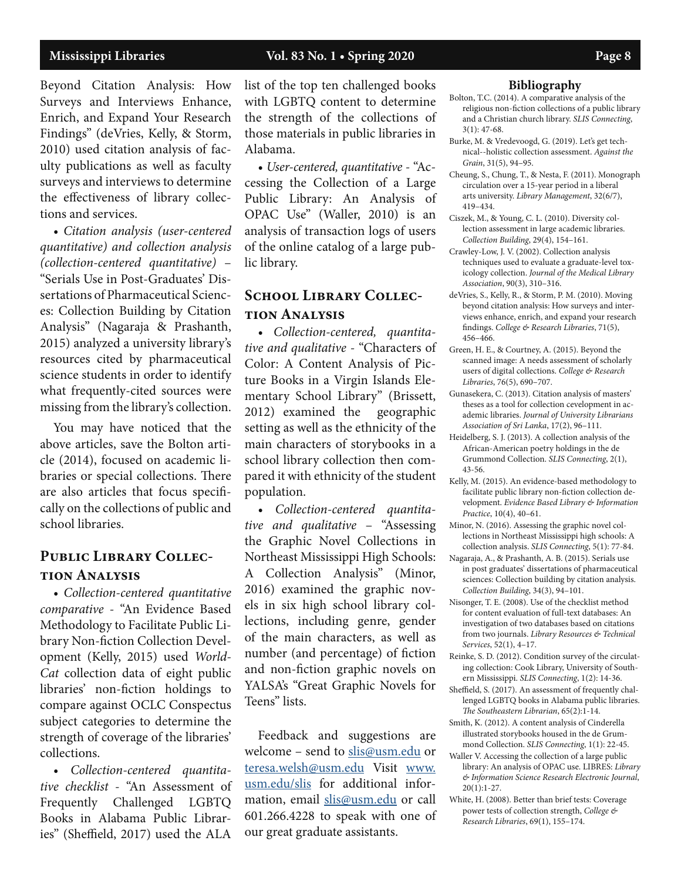Beyond Citation Analysis: How Surveys and Interviews Enhance, Enrich, and Expand Your Research Findings" (deVries, Kelly, & Storm, 2010) used citation analysis of faculty publications as well as faculty surveys and interviews to determine the effectiveness of library collections and services.

• *Citation analysis (user-centered quantitative) and collection analysis (collection-centered quantitative)* – "Serials Use in Post-Graduates' Dissertations of Pharmaceutical Sciences: Collection Building by Citation Analysis" (Nagaraja & Prashanth, 2015) analyzed a university library's resources cited by pharmaceutical science students in order to identify what frequently-cited sources were missing from the library's collection.

You may have noticed that the above articles, save the Bolton article (2014), focused on academic libraries or special collections. There are also articles that focus specifically on the collections of public and school libraries.

## Public Library Collection Analysis

• *Collection-centered quantitative comparative* - "An Evidence Based Methodology to Facilitate Public Library Non-fiction Collection Development (Kelly, 2015) used *WorldCat* collection data of eight public libraries' non-fiction holdings to compare against OCLC Conspectus subject categories to determine the strength of coverage of the libraries' collections.

• *Collection-centered quantitative checklist* - "An Assessment of Frequently Challenged LGBTQ Books in Alabama Public Libraries" (Sheffield, 2017) used the ALA list of the top ten challenged books with LGBTQ content to determine the strength of the collections of those materials in public libraries in Alabama.

• *User-centered, quantitative* - "Accessing the Collection of a Large Public Library: An Analysis of OPAC Use" (Waller, 2010) is an analysis of transaction logs of users of the online catalog of a large public library.

## School Library Collection Analysis

• *Collection-centered, quantitative and qualitative* - "Characters of Color: A Content Analysis of Picture Books in a Virgin Islands Elementary School Library" (Brissett, 2012) examined the geographic setting as well as the ethnicity of the main characters of storybooks in a school library collection then compared it with ethnicity of the student population.

• *Collection-centered quantitative and qualitative* – "Assessing the Graphic Novel Collections in Northeast Mississippi High Schools: A Collection Analysis" (Minor, 2016) examined the graphic novels in six high school library collections, including genre, gender of the main characters, as well as number (and percentage) of fiction and non-fiction graphic novels on YALSA's "Great Graphic Novels for Teens" lists.

Feedback and suggestions are welcome – send to slis@usm.edu or teresa.welsh@usm.edu Visit www.usm.edu/slis for additional information, email slis@usm.edu or call 601.266.4228 to speak with one of our great graduate assistants.

## Bibliography

Bolton, T.C. (2014). A comparative analysis of the religious non-fiction collections of a public library and a Christian church library. *SLIS Connecting*, 3(1): 47-68.

Burke, M. & Vredevoogd, G. (2019). Let's get technical--holistic collection assessment. *Against the Grain*, 31(5), 94–95.

Cheung, S., Chung, T., & Nesta, F. (2011). Monograph circulation over a 15-year period in a liberal arts university. *Library Management*, 32(6/7), 419–434.

Ciszek, M., & Young, C. L. (2010). Diversity collection assessment in large academic libraries. *Collection Building*, 29(4), 154–161.

Crawley-Low, J. V. (2002). Collection analysis techniques used to evaluate a graduate-level toxicology collection. *Journal of the Medical Library Association*, 90(3), 310–316.

deVries, S., Kelly, R., & Storm, P. M. (2010). Moving beyond citation analysis: How surveys and interviews enhance, enrich, and expand your research findings. *College & Research Libraries*, 71(5), 456–466.

Green, H. E., & Courtney, A. (2015). Beyond the scanned image: A needs assessment of scholarly users of digital collections. *College & Research Libraries*, 76(5), 690–707.

Gunasekera, C. (2013). Citation analysis of masters' theses as a tool for collection cevelopment in academic libraries. *Journal of University Librarians Association of Sri Lanka*, 17(2), 96–111.

Heidelberg, S. J. (2013). A collection analysis of the African-American poetry holdings in the de Grummond Collection. *SLIS Connecting*, 2(1), 43-56.

Kelly, M. (2015). An evidence-based methodology to facilitate public library non-fiction collection development. *Evidence Based Library & Information Practice*, 10(4), 40–61.

Minor, N. (2016). Assessing the graphic novel collections in Northeast Mississippi high schools: A collection analysis. *SLIS Connecting*, 5(1): 77-84.

Nagaraja, A., & Prashanth, A. B. (2015). Serials use in post graduates' dissertations of pharmaceutical sciences: Collection building by citation analysis. *Collection Building*, 34(3), 94–101.

Nisonger, T. E. (2008). Use of the checklist method for content evaluation of full-text databases: An investigation of two databases based on citations from two journals. *Library Resources & Technical Services*, 52(1), 4–17.

Reinke, S. D. (2012). Condition survey of the circulating collection: Cook Library, University of Southern Mississippi. *SLIS Connecting*, 1(2): 14-36.

Sheffield, S. (2017). An assessment of frequently challenged LGBTQ books in Alabama public libraries. *The Southeastern Librarian*, 65(2):1-14.

Smith, K. (2012). A content analysis of Cinderella illustrated storybooks housed in the de Grummond Collection. *SLIS Connecting*, 1(1): 22-45.

Waller V. Accessing the collection of a large public library: An analysis of OPAC use. LIBRES: *Library & Information Science Research Electronic Journal*, 20(1):1-27.

White, H. (2008). Better than brief tests: Coverage power tests of collection strength, *College & Research Libraries*, 69(1), 155–174.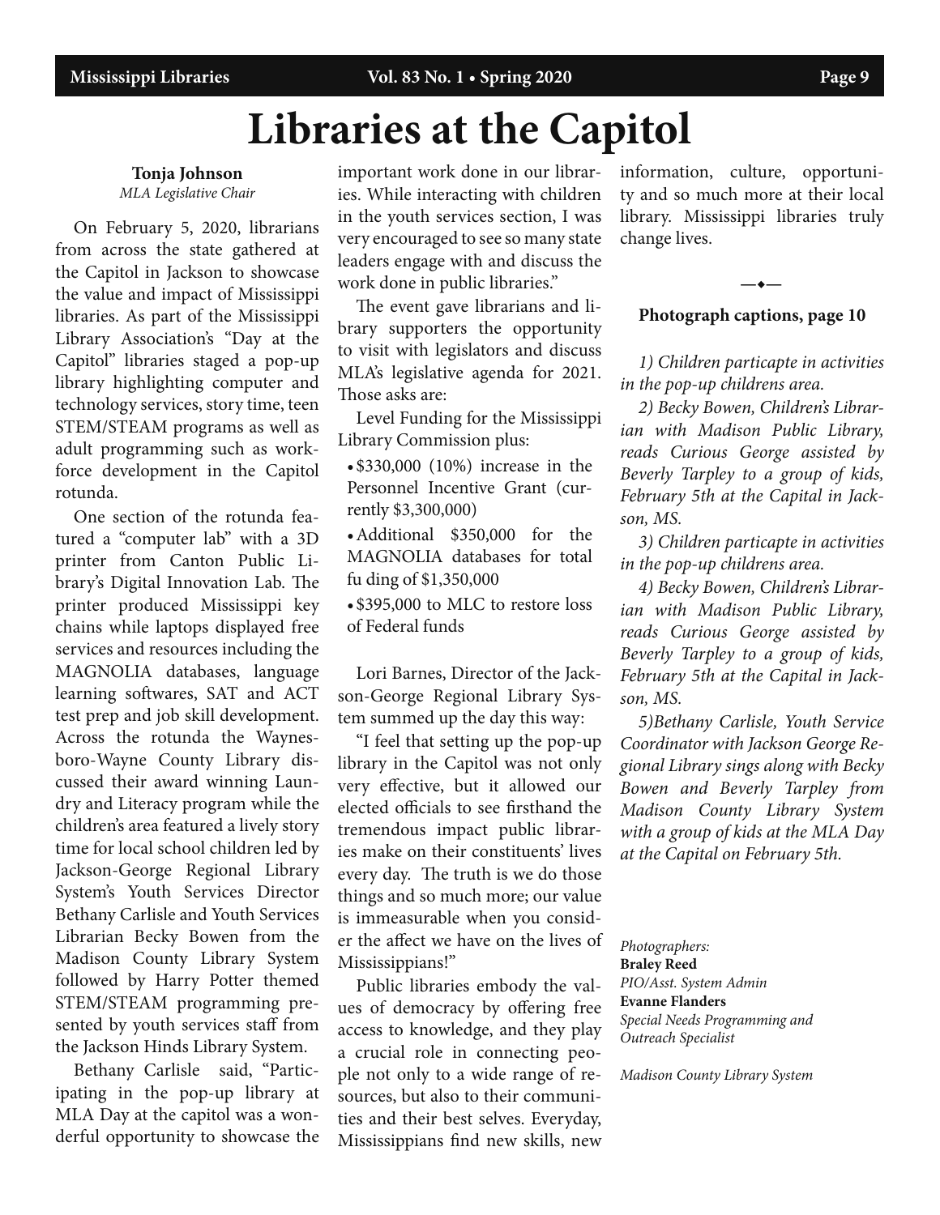# Libraries at the Capitol

**Tonja Johnson**
*MLA Legislative Chair*

On February 5, 2020, librarians from across the state gathered at the Capitol in Jackson to showcase the value and impact of Mississippi libraries. As part of the Mississippi Library Association's "Day at the Capitol" libraries staged a pop-up library highlighting computer and technology services, story time, teen STEM/STEAM programs as well as adult programming such as workforce development in the Capitol rotunda.

One section of the rotunda featured a "computer lab" with a 3D printer from Canton Public Library's Digital Innovation Lab. The printer produced Mississippi key chains while laptops displayed free services and resources including the MAGNOLIA databases, language learning softwares, SAT and ACT test prep and job skill development. Across the rotunda the Waynesboro-Wayne County Library discussed their award winning Laundry and Literacy program while the children's area featured a lively story time for local school children led by Jackson-George Regional Library System's Youth Services Director Bethany Carlisle and Youth Services Librarian Becky Bowen from the Madison County Library System followed by Harry Potter themed STEM/STEAM programming presented by youth services staff from the Jackson Hinds Library System.

Bethany Carlisle said, "Participating in the pop-up library at MLA Day at the capitol was a wonderful opportunity to showcase the important work done in our libraries. While interacting with children in the youth services section, I was very encouraged to see so many state leaders engage with and discuss the work done in public libraries."

The event gave librarians and library supporters the opportunity to visit with legislators and discuss MLA's legislative agenda for 2021. Those asks are:

Level Funding for the Mississippi Library Commission plus:

- $330,000 (10%) increase in the Personnel Incentive Grant (currently $3,300,000)
- Additional $350,000 for the MAGNOLIA databases for total fu ding of $1,350,000
- $395,000 to MLC to restore loss of Federal funds

Lori Barnes, Director of the Jackson-George Regional Library System summed up the day this way:

"I feel that setting up the pop-up library in the Capitol was not only very effective, but it allowed our elected officials to see firsthand the tremendous impact public libraries make on their constituents' lives every day. The truth is we do those things and so much more; our value is immeasurable when you consider the affect we have on the lives of Mississippians!"

Public libraries embody the values of democracy by offering free access to knowledge, and they play a crucial role in connecting people not only to a wide range of resources, but also to their communities and their best selves. Everyday, Mississippians find new skills, new information, culture, opportunity and so much more at their local library. Mississippi libraries truly change lives.

—•—

**Photograph captions, page 10**

*1) Children particapte in activities in the pop-up childrens area.*

*2) Becky Bowen, Children's Librarian with Madison Public Library, reads Curious George assisted by Beverly Tarpley to a group of kids, February 5th at the Capital in Jackson, MS.*

*3) Children particapte in activities in the pop-up childrens area.*

*4) Becky Bowen, Children's Librarian with Madison Public Library, reads Curious George assisted by Beverly Tarpley to a group of kids, February 5th at the Capital in Jackson, MS.*

*5)Bethany Carlisle, Youth Service Coordinator with Jackson George Regional Library sings along with Becky Bowen and Beverly Tarpley from Madison County Library System with a group of kids at the MLA Day at the Capital on February 5th.*

*Photographers:*
**Braley Reed**
*PIO/Asst. System Admin*
**Evanne Flanders**
*Special Needs Programming and Outreach Specialist*

*Madison County Library System*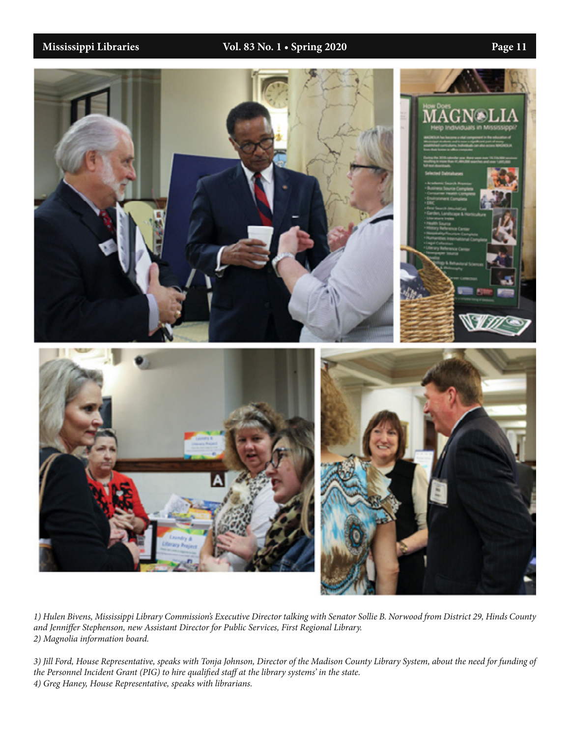*1) Hulen Bivens, Mississippi Library Commission's Executive Director talking with Senator Sollie B. Norwood from District 29, Hinds County and Jenniffer Stephenson, new Assistant Director for Public Services, First Regional Library.*
*2) Magnolia information board.*

*3) Jill Ford, House Representative, speaks with Tonja Johnson, Director of the Madison County Library System, about the need for funding of the Personnel Incident Grant (PIG) to hire qualified staff at the library systems' in the state.*
*4) Greg Haney, House Representative, speaks with librarians.*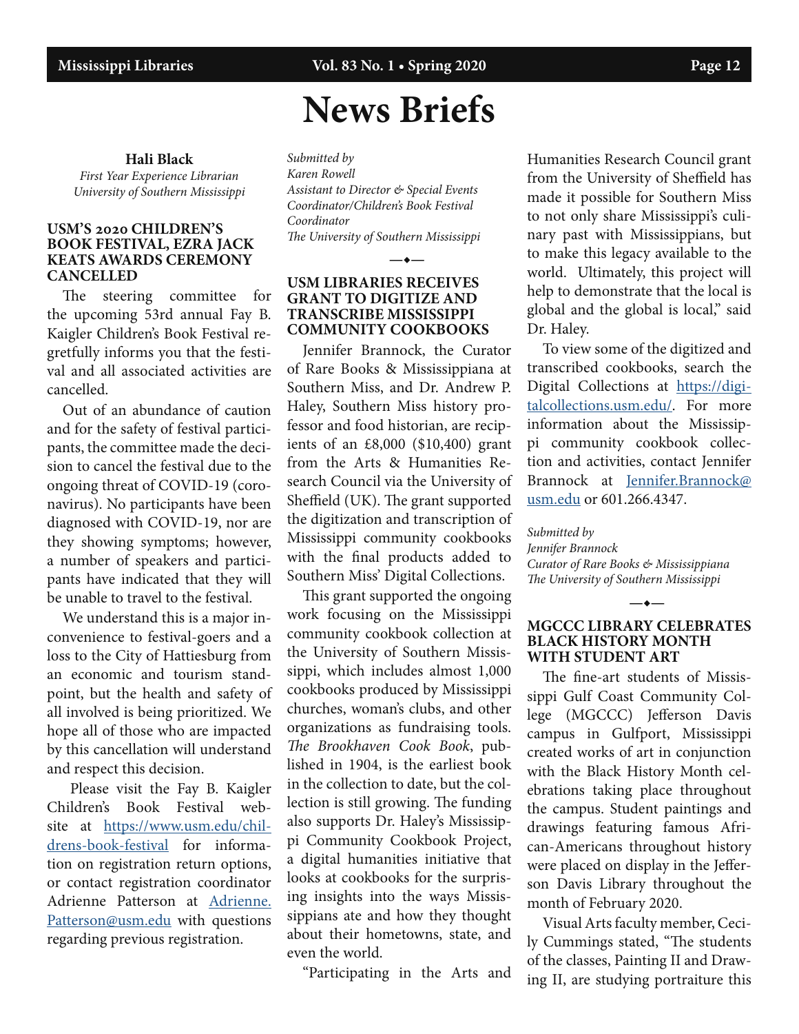# News Briefs

**Hali Black**
*First Year Experience Librarian*
*University of Southern Mississippi*

### USM'S 2020 CHILDREN'S BOOK FESTIVAL, EZRA JACK KEATS AWARDS CEREMONY CANCELLED

The steering committee for the upcoming 53rd annual Fay B. Kaigler Children's Book Festival regretfully informs you that the festival and all associated activities are cancelled.

Out of an abundance of caution and for the safety of festival participants, the committee made the decision to cancel the festival due to the ongoing threat of COVID-19 (coronavirus). No participants have been diagnosed with COVID-19, nor are they showing symptoms; however, a number of speakers and participants have indicated that they will be unable to travel to the festival.

We understand this is a major inconvenience to festival-goers and a loss to the City of Hattiesburg from an economic and tourism standpoint, but the health and safety of all involved is being prioritized. We hope all of those who are impacted by this cancellation will understand and respect this decision.

Please visit the Fay B. Kaigler Children's Book Festival website at https://www.usm.edu/childrens-book-festival for information on registration return options, or contact registration coordinator Adrienne Patterson at Adrienne.Patterson@usm.edu with questions regarding previous registration.

*Submitted by*
*Karen Rowell*
*Assistant to Director & Special Events Coordinator/Children's Book Festival Coordinator*
*The University of Southern Mississippi*

—◆—

### USM LIBRARIES RECEIVES GRANT TO DIGITIZE AND TRANSCRIBE MISSISSIPPI COMMUNITY COOKBOOKS

Jennifer Brannock, the Curator of Rare Books & Mississippiana at Southern Miss, and Dr. Andrew P. Haley, Southern Miss history professor and food historian, are recipients of an £8,000 ($10,400) grant from the Arts & Humanities Research Council via the University of Sheffield (UK). The grant supported the digitization and transcription of Mississippi community cookbooks with the final products added to Southern Miss' Digital Collections.

This grant supported the ongoing work focusing on the Mississippi community cookbook collection at the University of Southern Mississippi, which includes almost 1,000 cookbooks produced by Mississippi churches, woman's clubs, and other organizations as fundraising tools. *The Brookhaven Cook Book*, published in 1904, is the earliest book in the collection to date, but the collection is still growing. The funding also supports Dr. Haley's Mississippi Community Cookbook Project, a digital humanities initiative that looks at cookbooks for the surprising insights into the ways Mississippians ate and how they thought about their hometowns, state, and even the world.

"Participating in the Arts and Humanities Research Council grant from the University of Sheffield has made it possible for Southern Miss to not only share Mississippi's culinary past with Mississippians, but to make this legacy available to the world. Ultimately, this project will help to demonstrate that the local is global and the global is local," said Dr. Haley.

To view some of the digitized and transcribed cookbooks, search the Digital Collections at https://digitalcollections.usm.edu/. For more information about the Mississippi community cookbook collection and activities, contact Jennifer Brannock at Jennifer.Brannock@usm.edu or 601.266.4347.

*Submitted by*
*Jennifer Brannock*
*Curator of Rare Books & Mississippiana*
*The University of Southern Mississippi*

—◆—

### MGCCC LIBRARY CELEBRATES BLACK HISTORY MONTH WITH STUDENT ART

The fine-art students of Mississippi Gulf Coast Community College (MGCCC) Jefferson Davis campus in Gulfport, Mississippi created works of art in conjunction with the Black History Month celebrations taking place throughout the campus. Student paintings and drawings featuring famous African-Americans throughout history were placed on display in the Jefferson Davis Library throughout the month of February 2020.

Visual Arts faculty member, Cecily Cummings stated, "The students of the classes, Painting II and Drawing II, are studying portraiture this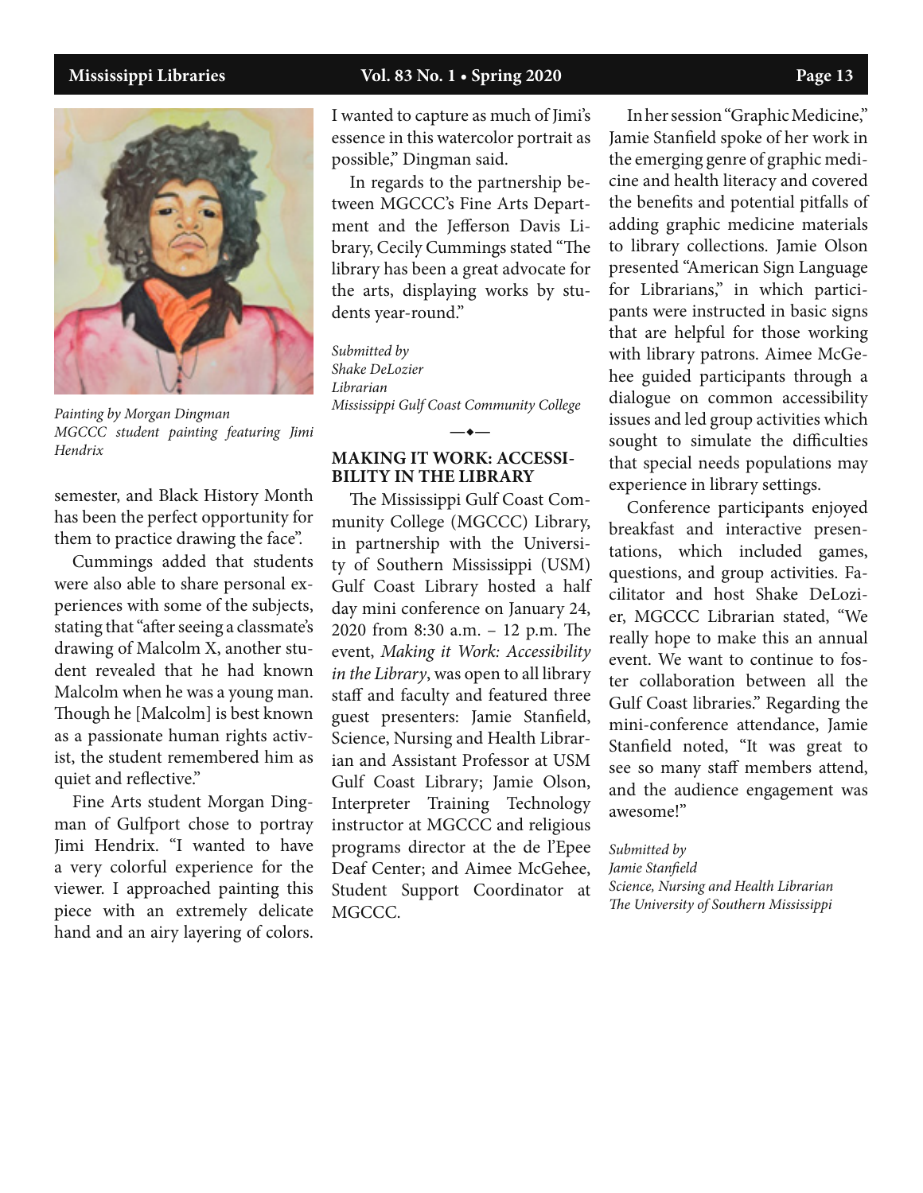*Painting by Morgan Dingman*
*MGCCC student painting featuring Jimi Hendrix*

semester, and Black History Month has been the perfect opportunity for them to practice drawing the face".

Cummings added that students were also able to share personal experiences with some of the subjects, stating that "after seeing a classmate's drawing of Malcolm X, another student revealed that he had known Malcolm when he was a young man. Though he [Malcolm] is best known as a passionate human rights activist, the student remembered him as quiet and reflective."

Fine Arts student Morgan Dingman of Gulfport chose to portray Jimi Hendrix. "I wanted to have a very colorful experience for the viewer. I approached painting this piece with an extremely delicate hand and an airy layering of colors. I wanted to capture as much of Jimi's essence in this watercolor portrait as possible," Dingman said.

In regards to the partnership between MGCCC's Fine Arts Department and the Jefferson Davis Library, Cecily Cummings stated "The library has been a great advocate for the arts, displaying works by students year-round."

*Submitted by*
*Shake DeLozier*
*Librarian*
*Mississippi Gulf Coast Community College*

—•—

## MAKING IT WORK: ACCESSIBILITY IN THE LIBRARY

The Mississippi Gulf Coast Community College (MGCCC) Library, in partnership with the University of Southern Mississippi (USM) Gulf Coast Library hosted a half day mini conference on January 24, 2020 from 8:30 a.m. – 12 p.m. The event, *Making it Work: Accessibility in the Library*, was open to all library staff and faculty and featured three guest presenters: Jamie Stanfield, Science, Nursing and Health Librarian and Assistant Professor at USM Gulf Coast Library; Jamie Olson, Interpreter Training Technology instructor at MGCCC and religious programs director at the de l'Epee Deaf Center; and Aimee McGehee, Student Support Coordinator at MGCCC.

In her session "Graphic Medicine," Jamie Stanfield spoke of her work in the emerging genre of graphic medicine and health literacy and covered the benefits and potential pitfalls of adding graphic medicine materials to library collections. Jamie Olson presented "American Sign Language for Librarians," in which participants were instructed in basic signs that are helpful for those working with library patrons. Aimee McGehee guided participants through a dialogue on common accessibility issues and led group activities which sought to simulate the difficulties that special needs populations may experience in library settings.

Conference participants enjoyed breakfast and interactive presentations, which included games, questions, and group activities. Facilitator and host Shake DeLozier, MGCCC Librarian stated, "We really hope to make this an annual event. We want to continue to foster collaboration between all the Gulf Coast libraries." Regarding the mini-conference attendance, Jamie Stanfield noted, "It was great to see so many staff members attend, and the audience engagement was awesome!"

*Submitted by*
*Jamie Stanfield*
*Science, Nursing and Health Librarian*
*The University of Southern Mississippi*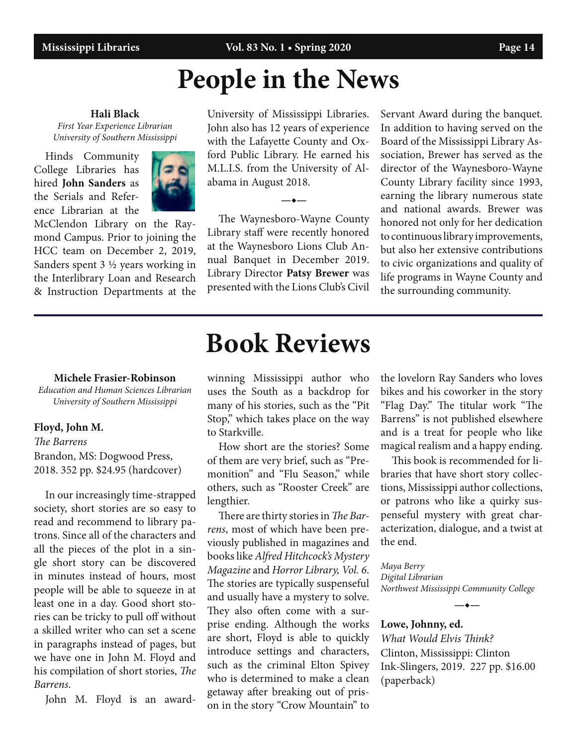# People in the News

**Hali Black**
*First Year Experience Librarian*
*University of Southern Mississippi*

Hinds Community College Libraries has hired **John Sanders** as the Serials and Reference Librarian at the McClendon Library on the Raymond Campus. Prior to joining the HCC team on December 2, 2019, Sanders spent 3 ½ years working in the Interlibrary Loan and Research & Instruction Departments at the University of Mississippi Libraries. John also has 12 years of experience with the Lafayette County and Oxford Public Library. He earned his M.L.I.S. from the University of Alabama in August 2018.

—◆—

The Waynesboro-Wayne County Library staff were recently honored at the Waynesboro Lions Club Annual Banquet in December 2019. Library Director **Patsy Brewer** was presented with the Lions Club's Civil Servant Award during the banquet. In addition to having served on the Board of the Mississippi Library Association, Brewer has served as the director of the Waynesboro-Wayne County Library facility since 1993, earning the library numerous state and national awards. Brewer was honored not only for her dedication to continuous library improvements, but also her extensive contributions to civic organizations and quality of life programs in Wayne County and the surrounding community.

# Book Reviews

**Michele Frasier-Robinson**
*Education and Human Sciences Librarian*
*University of Southern Mississippi*

**Floyd, John M.**
*The Barrens*
Brandon, MS: Dogwood Press, 2018. 352 pp. $24.95 (hardcover)

In our increasingly time-strapped society, short stories are so easy to read and recommend to library patrons. Since all of the characters and all the pieces of the plot in a single short story can be discovered in minutes instead of hours, most people will be able to squeeze in at least one in a day. Good short stories can be tricky to pull off without a skilled writer who can set a scene in paragraphs instead of pages, but we have one in John M. Floyd and his compilation of short stories, *The Barrens*.

John M. Floyd is an award-winning Mississippi author who uses the South as a backdrop for many of his stories, such as the "Pit Stop," which takes place on the way to Starkville.

How short are the stories? Some of them are very brief, such as "Premonition" and "Flu Season," while others, such as "Rooster Creek" are lengthier.

There are thirty stories in *The Barrens*, most of which have been previously published in magazines and books like *Alfred Hitchcock's Mystery Magazine* and *Horror Library, Vol. 6*. The stories are typically suspenseful and usually have a mystery to solve. They also often come with a surprise ending. Although the works are short, Floyd is able to quickly introduce settings and characters, such as the criminal Elton Spivey who is determined to make a clean getaway after breaking out of prison in the story "Crow Mountain" to the lovelorn Ray Sanders who loves bikes and his coworker in the story "Flag Day." The titular work "The Barrens" is not published elsewhere and is a treat for people who like magical realism and a happy ending.

This book is recommended for libraries that have short story collections, Mississippi author collections, or patrons who like a quirky suspenseful mystery with great characterization, dialogue, and a twist at the end.

*Maya Berry*
*Digital Librarian*
*Northwest Mississippi Community College*

—◆—

**Lowe, Johnny, ed.**
*What Would Elvis Think?*
Clinton, Mississippi: Clinton Ink-Slingers, 2019. 227 pp. $16.00 (paperback)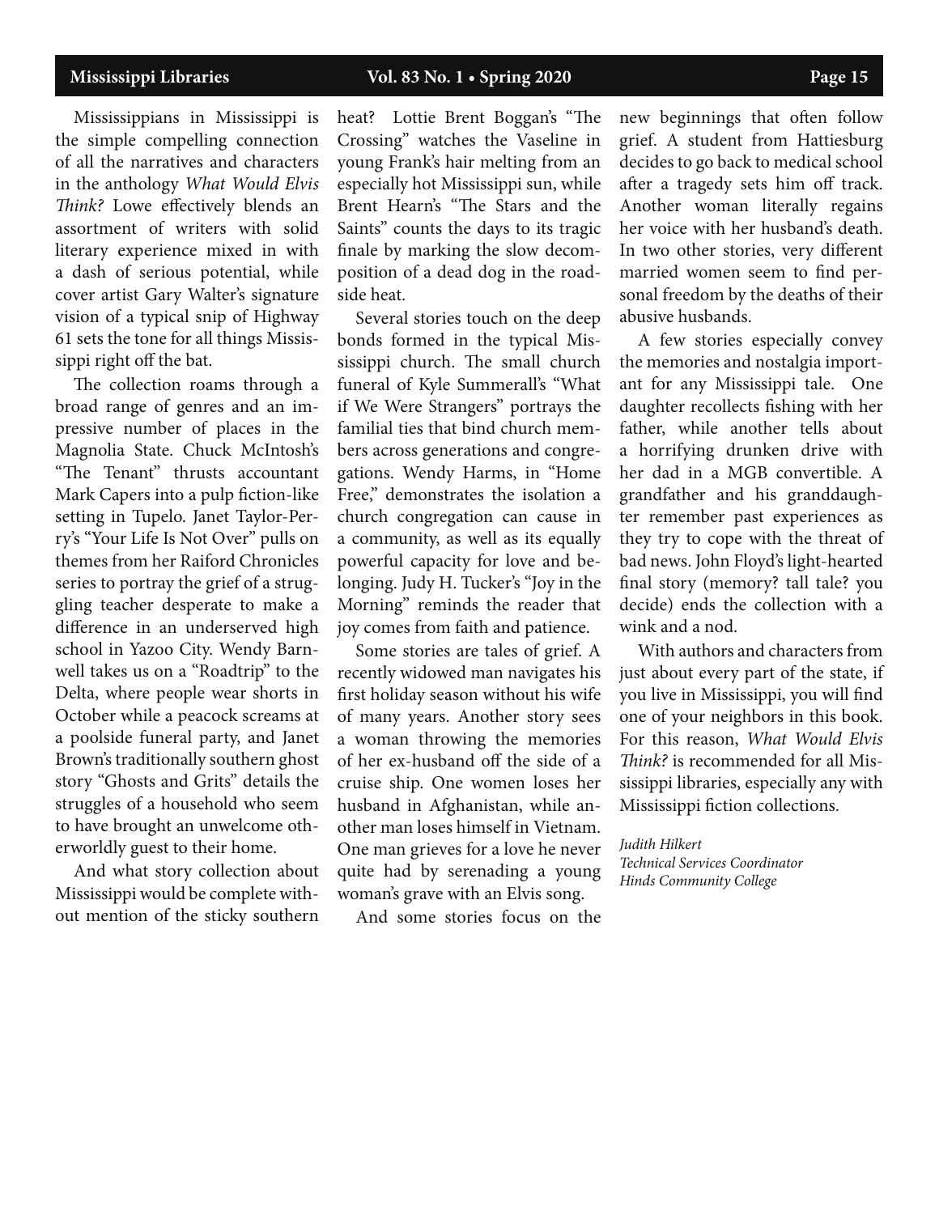Mississippians in Mississippi is the simple compelling connection of all the narratives and characters in the anthology *What Would Elvis Think?* Lowe effectively blends an assortment of writers with solid literary experience mixed in with a dash of serious potential, while cover artist Gary Walter's signature vision of a typical snip of Highway 61 sets the tone for all things Mississippi right off the bat.

The collection roams through a broad range of genres and an impressive number of places in the Magnolia State. Chuck McIntosh's "The Tenant" thrusts accountant Mark Capers into a pulp fiction-like setting in Tupelo. Janet Taylor-Perry's "Your Life Is Not Over" pulls on themes from her Raiford Chronicles series to portray the grief of a struggling teacher desperate to make a difference in an underserved high school in Yazoo City. Wendy Barnwell takes us on a "Roadtrip" to the Delta, where people wear shorts in October while a peacock screams at a poolside funeral party, and Janet Brown's traditionally southern ghost story "Ghosts and Grits" details the struggles of a household who seem to have brought an unwelcome otherworldly guest to their home.

And what story collection about Mississippi would be complete without mention of the sticky southern heat? Lottie Brent Boggan's "The Crossing" watches the Vaseline in young Frank's hair melting from an especially hot Mississippi sun, while Brent Hearn's "The Stars and the Saints" counts the days to its tragic finale by marking the slow decomposition of a dead dog in the roadside heat.

Several stories touch on the deep bonds formed in the typical Mississippi church. The small church funeral of Kyle Summerall's "What if We Were Strangers" portrays the familial ties that bind church members across generations and congregations. Wendy Harms, in "Home Free," demonstrates the isolation a church congregation can cause in a community, as well as its equally powerful capacity for love and belonging. Judy H. Tucker's "Joy in the Morning" reminds the reader that joy comes from faith and patience.

Some stories are tales of grief. A recently widowed man navigates his first holiday season without his wife of many years. Another story sees a woman throwing the memories of her ex-husband off the side of a cruise ship. One women loses her husband in Afghanistan, while another man loses himself in Vietnam. One man grieves for a love he never quite had by serenading a young woman's grave with an Elvis song.

And some stories focus on the new beginnings that often follow grief. A student from Hattiesburg decides to go back to medical school after a tragedy sets him off track. Another woman literally regains her voice with her husband's death. In two other stories, very different married women seem to find personal freedom by the deaths of their abusive husbands.

A few stories especially convey the memories and nostalgia important for any Mississippi tale. One daughter recollects fishing with her father, while another tells about a horrifying drunken drive with her dad in a MGB convertible. A grandfather and his granddaughter remember past experiences as they try to cope with the threat of bad news. John Floyd's light-hearted final story (memory? tall tale? you decide) ends the collection with a wink and a nod.

With authors and characters from just about every part of the state, if you live in Mississippi, you will find one of your neighbors in this book. For this reason, *What Would Elvis Think?* is recommended for all Mississippi libraries, especially any with Mississippi fiction collections.

*Judith Hilkert*
*Technical Services Coordinator*
*Hinds Community College*